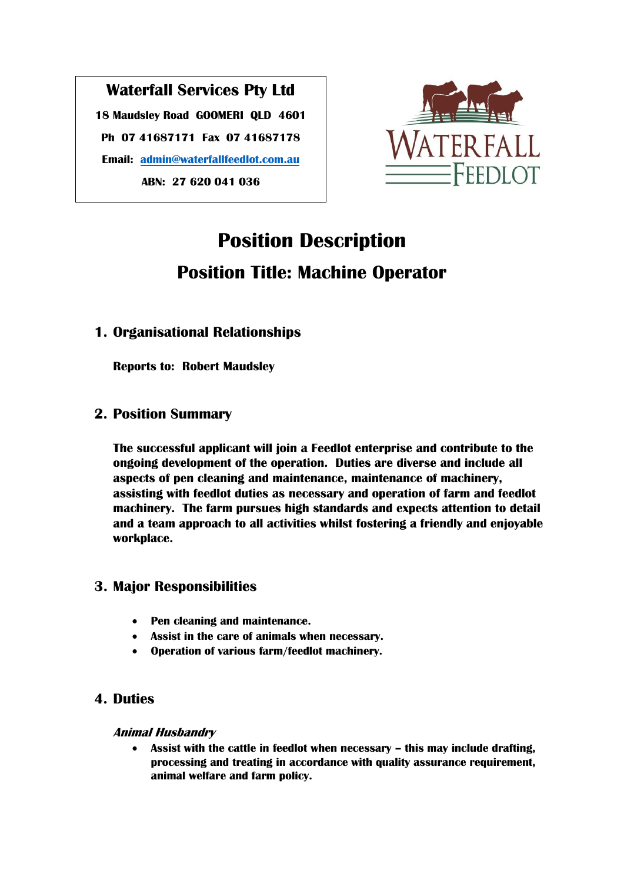**Waterfall Services Pty Ltd**

**18 Maudsley Road GOOMERI QLD 4601**

**Ph 07 41687171 Fax 07 41687178**

**Email: [admin@waterfallfeedlot.com.au](mailto:admin@waterfallfeedlot.com.au)**

**ABN: 27 620 041 036**

WATERFALL FEEDLOT

# Position Description

## Position Title: Machine Operator

### 1. Organisational Relationships

**Reports to: Robert Maudsley**

### 2. Position Summary

**The successful applicant will join a Feedlot enterprise and contribute to the ongoing development of the operation. Duties are diverse and include all aspects of pen cleaning and maintenance, maintenance of machinery, assisting with feedlot duties as necessary and operation of farm and feedlot machinery. The farm pursues high standards and expects attention to detail and a team approach to all activities whilst fostering a friendly and enjoyable workplace.**

### 3. Major Responsibilities

- **Pen cleaning and maintenance.**
- **Assist in the care of animals when necessary.**
- **Operation of various farm/feedlot machinery.**

### 4. Duties

***Animal Husbandry***

- **Assist with the cattle in feedlot when necessary – this may include drafting, processing and treating in accordance with quality assurance requirement, animal welfare and farm policy.**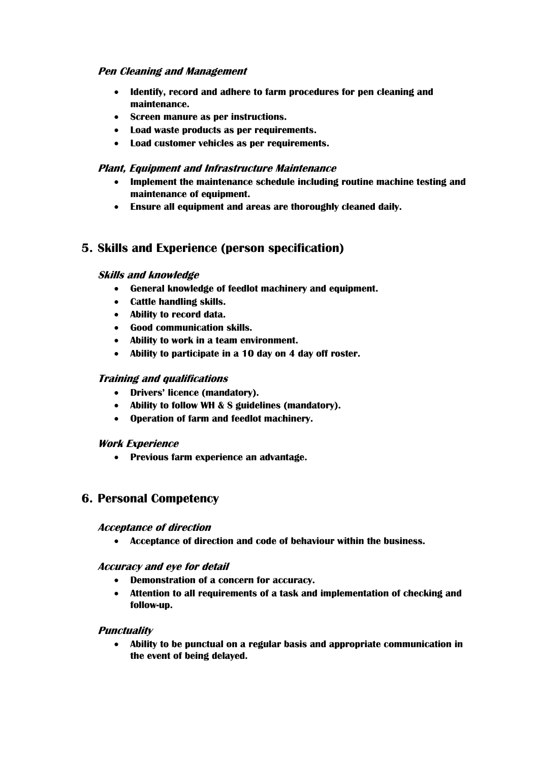#### *Pen Cleaning and Management*

- **Identify, record and adhere to farm procedures for pen cleaning and maintenance.**
- **Screen manure as per instructions.**
- **Load waste products as per requirements.**
- **Load customer vehicles as per requirements.**

#### *Plant, Equipment and Infrastructure Maintenance*

- **Implement the maintenance schedule including routine machine testing and maintenance of equipment.**
- **Ensure all equipment and areas are thoroughly cleaned daily.**

## 5. Skills and Experience (person specification)

#### *Skills and knowledge*

- **General knowledge of feedlot machinery and equipment.**
- **Cattle handling skills.**
- **Ability to record data.**
- **Good communication skills.**
- **Ability to work in a team environment.**
- **Ability to participate in a 10 day on 4 day off roster.**

#### *Training and qualifications*

- **Drivers' licence (mandatory).**
- **Ability to follow WH & S guidelines (mandatory).**
- **Operation of farm and feedlot machinery.**

#### *Work Experience*

- **Previous farm experience an advantage.**

## 6. Personal Competency

#### *Acceptance of direction*

- **Acceptance of direction and code of behaviour within the business.**

#### *Accuracy and eye for detail*

- **Demonstration of a concern for accuracy.**
- **Attention to all requirements of a task and implementation of checking and follow-up.**

#### *Punctuality*

- **Ability to be punctual on a regular basis and appropriate communication in the event of being delayed.**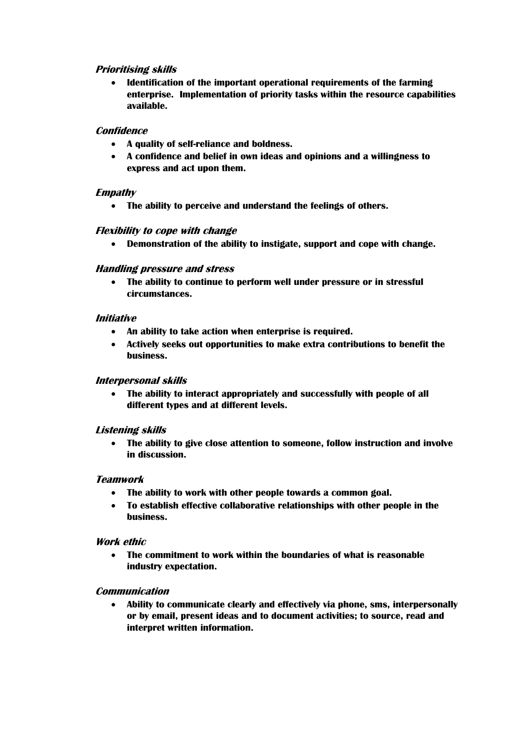***Prioritising skills***

- **Identification of the important operational requirements of the farming enterprise. Implementation of priority tasks within the resource capabilities available.**

***Confidence***

- **A quality of self-reliance and boldness.**
- **A confidence and belief in own ideas and opinions and a willingness to express and act upon them.**

***Empathy***

- **The ability to perceive and understand the feelings of others.**

***Flexibility to cope with change***

- **Demonstration of the ability to instigate, support and cope with change.**

***Handling pressure and stress***

- **The ability to continue to perform well under pressure or in stressful circumstances.**

***Initiative***

- **An ability to take action when enterprise is required.**
- **Actively seeks out opportunities to make extra contributions to benefit the business.**

***Interpersonal skills***

- **The ability to interact appropriately and successfully with people of all different types and at different levels.**

***Listening skills***

- **The ability to give close attention to someone, follow instruction and involve in discussion.**

***Teamwork***

- **The ability to work with other people towards a common goal.**
- **To establish effective collaborative relationships with other people in the business.**

***Work ethic***

- **The commitment to work within the boundaries of what is reasonable industry expectation.**

***Communication***

- **Ability to communicate clearly and effectively via phone, sms, interpersonally or by email, present ideas and to document activities; to source, read and interpret written information.**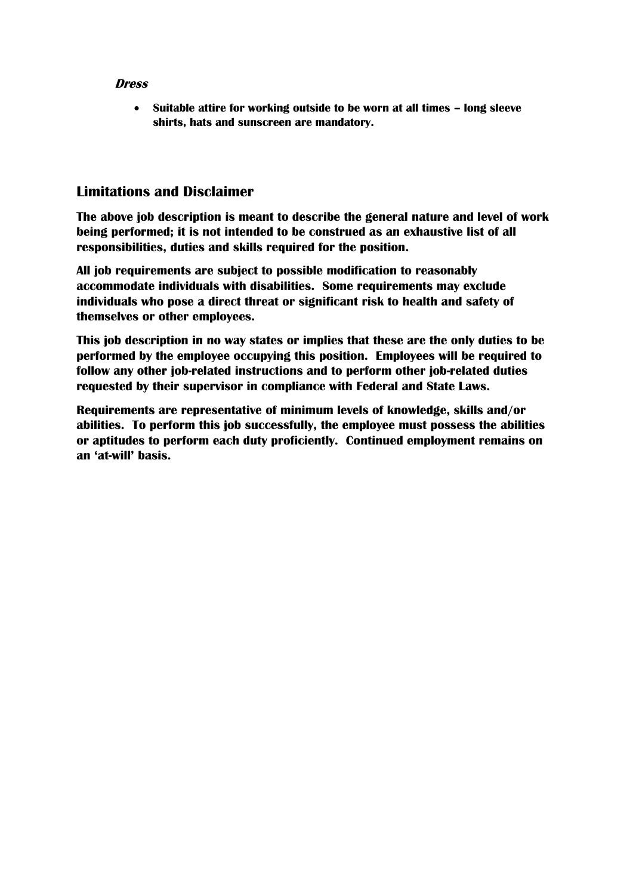***Dress***

- **Suitable attire for working outside to be worn at all times – long sleeve shirts, hats and sunscreen are mandatory.**

## Limitations and Disclaimer

**The above job description is meant to describe the general nature and level of work being performed; it is not intended to be construed as an exhaustive list of all responsibilities, duties and skills required for the position.**

**All job requirements are subject to possible modification to reasonably accommodate individuals with disabilities. Some requirements may exclude individuals who pose a direct threat or significant risk to health and safety of themselves or other employees.**

**This job description in no way states or implies that these are the only duties to be performed by the employee occupying this position. Employees will be required to follow any other job-related instructions and to perform other job-related duties requested by their supervisor in compliance with Federal and State Laws.**

**Requirements are representative of minimum levels of knowledge, skills and/or abilities. To perform this job successfully, the employee must possess the abilities or aptitudes to perform each duty proficiently. Continued employment remains on an 'at-will' basis.**